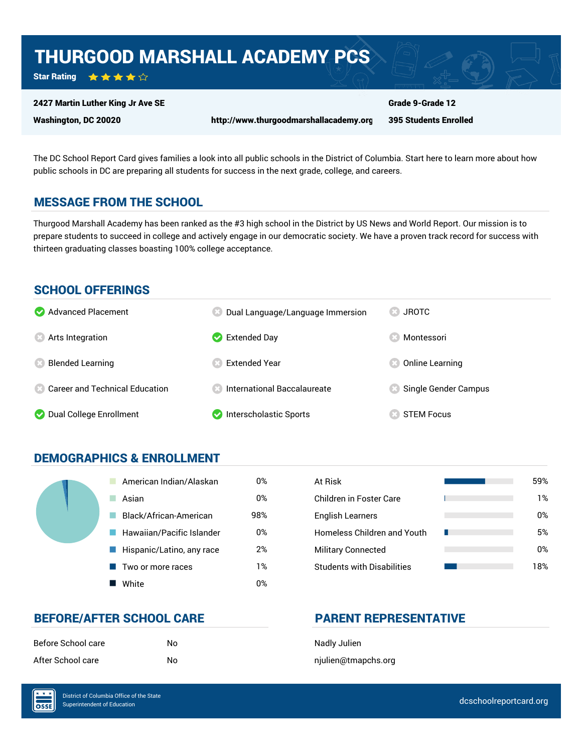# THURGOOD MARSHALL ACADEMY PCS

**Star Rating** ★★★★☆

**2427 Martin Luther King Jr Ave SE**
**Washington, DC 20020**

**http://www.thurgoodmarshallacademy.org**

**Grade 9-Grade 12**
**395 Students Enrolled**

The DC School Report Card gives families a look into all public schools in the District of Columbia. Start here to learn more about how public schools in DC are preparing all students for success in the next grade, college, and careers.

## MESSAGE FROM THE SCHOOL

Thurgood Marshall Academy has been ranked as the #3 high school in the District by US News and World Report. Our mission is to prepare students to succeed in college and actively engage in our democratic society. We have a proven track record for success with thirteen graduating classes boasting 100% college acceptance.

## SCHOOL OFFERINGS

| Offering | Available |
|---|---|
| Advanced Placement | Yes |
| Arts Integration | No |
| Blended Learning | No |
| Career and Technical Education | No |
| Dual College Enrollment | Yes |
| Dual Language/Language Immersion | No |
| Extended Day | Yes |
| Extended Year | No |
| International Baccalaureate | No |
| Interscholastic Sports | Yes |
| JROTC | No |
| Montessori | No |
| Online Learning | No |
| Single Gender Campus | No |
| STEM Focus | No |

## DEMOGRAPHICS & ENROLLMENT

| Race/Ethnicity | Percent |
|---|---|
| American Indian/Alaskan | 0% |
| Asian | 0% |
| Black/African-American | 98% |
| Hawaiian/Pacific Islander | 0% |
| Hispanic/Latino, any race | 2% |
| Two or more races | 1% |
| White | 0% |

| Student Group | Percent |
|---|---|
| At Risk | 59% |
| Children in Foster Care | 1% |
| English Learners | 0% |
| Homeless Children and Youth | 5% |
| Military Connected | 0% |
| Students with Disabilities | 18% |

## BEFORE/AFTER SCHOOL CARE

| | |
|---|---|
| Before School care | No |
| After School care | No |

## PARENT REPRESENTATIVE

Nadly Julien

njulien@tmapchs.org

District of Columbia Office of the State Superintendent of Education

dcschoolreportcard.org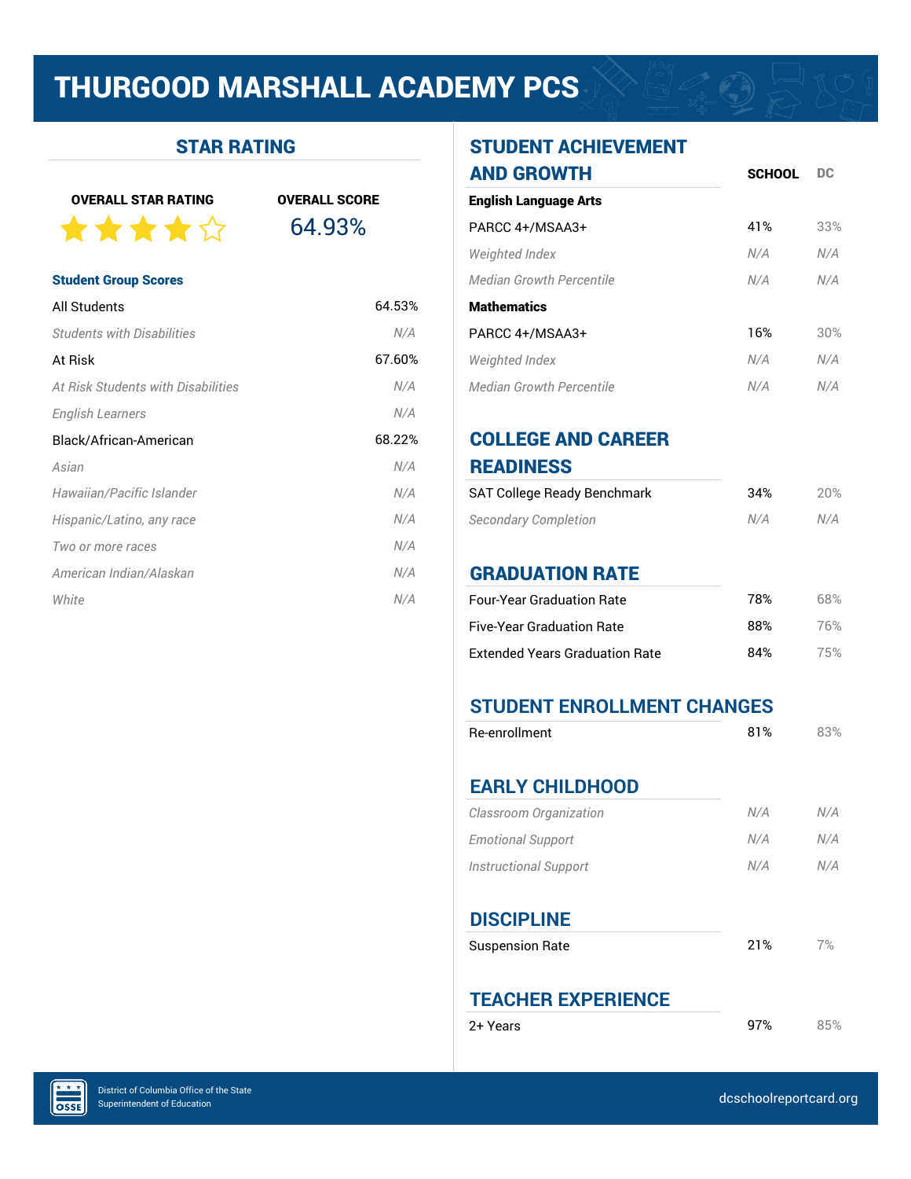# THURGOOD MARSHALL ACADEMY PCS

## STAR RATING

| OVERALL STAR RATING | OVERALL SCORE |
|---|---|
| ★★★★☆ | 64.93% |

### Student Group Scores

| | |
|---|---|
| All Students | 64.53% |
| *Students with Disabilities* | *N/A* |
| At Risk | 67.60% |
| *At Risk Students with Disabilities* | *N/A* |
| *English Learners* | *N/A* |
| Black/African-American | 68.22% |
| *Asian* | *N/A* |
| *Hawaiian/Pacific Islander* | *N/A* |
| *Hispanic/Latino, any race* | *N/A* |
| *Two or more races* | *N/A* |
| *American Indian/Alaskan* | *N/A* |
| *White* | *N/A* |

## STUDENT ACHIEVEMENT AND GROWTH

| | SCHOOL | DC |
|---|---|---|
| **English Language Arts** | | |
| PARCC 4+/MSAA3+ | 41% | 33% |
| *Weighted Index* | *N/A* | *N/A* |
| *Median Growth Percentile* | *N/A* | *N/A* |
| **Mathematics** | | |
| PARCC 4+/MSAA3+ | 16% | 30% |
| *Weighted Index* | *N/A* | *N/A* |
| *Median Growth Percentile* | *N/A* | *N/A* |

## COLLEGE AND CAREER READINESS

| | SCHOOL | DC |
|---|---|---|
| SAT College Ready Benchmark | 34% | 20% |
| *Secondary Completion* | *N/A* | *N/A* |

## GRADUATION RATE

| | SCHOOL | DC |
|---|---|---|
| Four-Year Graduation Rate | 78% | 68% |
| Five-Year Graduation Rate | 88% | 76% |
| Extended Years Graduation Rate | 84% | 75% |

## STUDENT ENROLLMENT CHANGES

| | SCHOOL | DC |
|---|---|---|
| Re-enrollment | 81% | 83% |

## EARLY CHILDHOOD

| | SCHOOL | DC |
|---|---|---|
| *Classroom Organization* | *N/A* | *N/A* |
| *Emotional Support* | *N/A* | *N/A* |
| *Instructional Support* | *N/A* | *N/A* |

## DISCIPLINE

| | SCHOOL | DC |
|---|---|---|
| Suspension Rate | 21% | 7% |

## TEACHER EXPERIENCE

| | SCHOOL | DC |
|---|---|---|
| 2+ Years | 97% | 85% |

District of Columbia Office of the State Superintendent of Education

dcschoolreportcard.org